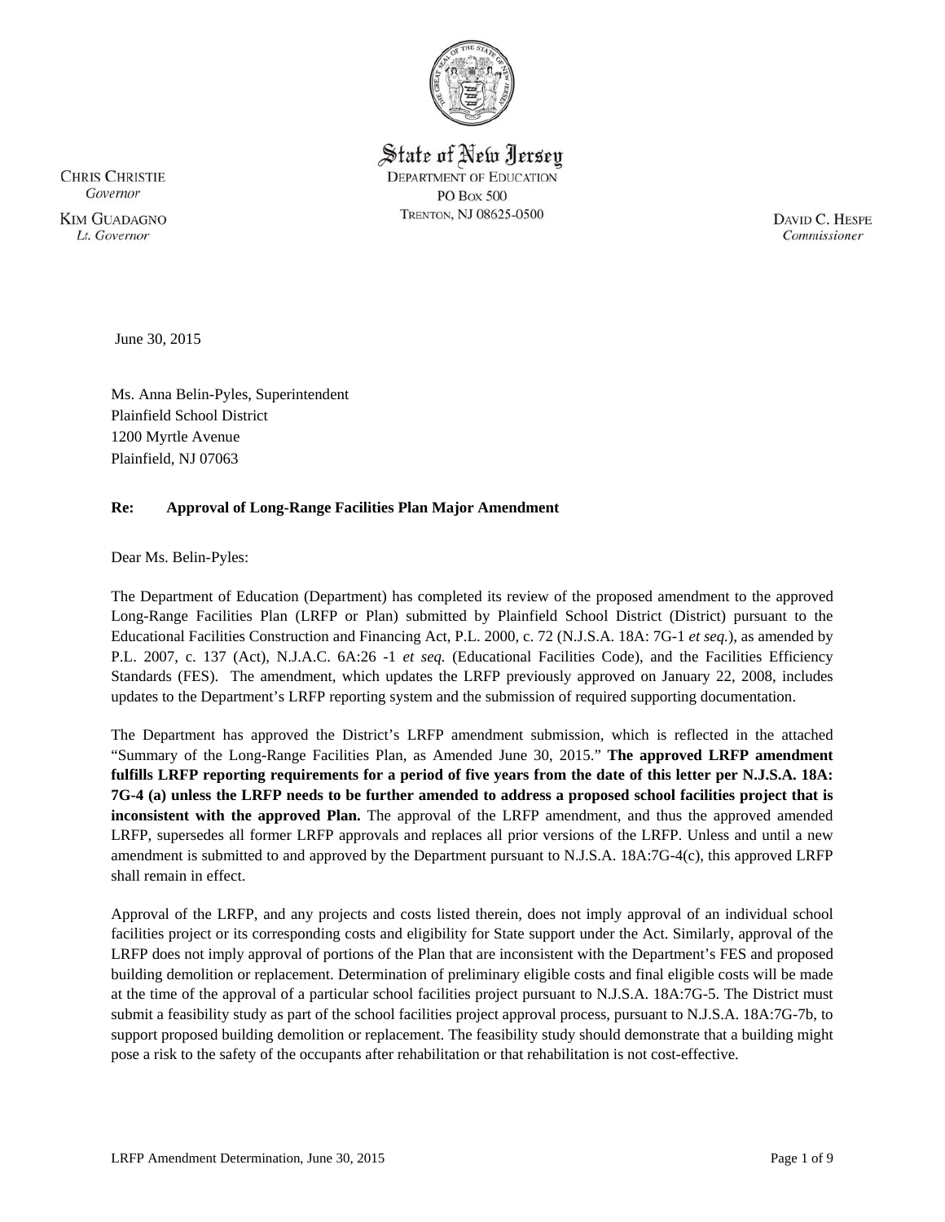State of New Jersey
DEPARTMENT OF EDUCATION
PO BOX 500
TRENTON, NJ 08625-0500

CHRIS CHRISTIE
*Governor*

KIM GUADAGNO
*Lt. Governor*

DAVID C. HESPE
*Commissioner*

June 30, 2015

Ms. Anna Belin-Pyles, Superintendent
Plainfield School District
1200 Myrtle Avenue
Plainfield, NJ 07063

**Re: Approval of Long-Range Facilities Plan Major Amendment**

Dear Ms. Belin-Pyles:

The Department of Education (Department) has completed its review of the proposed amendment to the approved Long-Range Facilities Plan (LRFP or Plan) submitted by Plainfield School District (District) pursuant to the Educational Facilities Construction and Financing Act, P.L. 2000, c. 72 (N.J.S.A. 18A: 7G-1 *et seq.*), as amended by P.L. 2007, c. 137 (Act), N.J.A.C. 6A:26 -1 *et seq.* (Educational Facilities Code), and the Facilities Efficiency Standards (FES). The amendment, which updates the LRFP previously approved on January 22, 2008, includes updates to the Department's LRFP reporting system and the submission of required supporting documentation.

The Department has approved the District's LRFP amendment submission, which is reflected in the attached "Summary of the Long-Range Facilities Plan, as Amended June 30, 2015." **The approved LRFP amendment fulfills LRFP reporting requirements for a period of five years from the date of this letter per N.J.S.A. 18A: 7G-4 (a) unless the LRFP needs to be further amended to address a proposed school facilities project that is inconsistent with the approved Plan.** The approval of the LRFP amendment, and thus the approved amended LRFP, supersedes all former LRFP approvals and replaces all prior versions of the LRFP. Unless and until a new amendment is submitted to and approved by the Department pursuant to N.J.S.A. 18A:7G-4(c), this approved LRFP shall remain in effect.

Approval of the LRFP, and any projects and costs listed therein, does not imply approval of an individual school facilities project or its corresponding costs and eligibility for State support under the Act. Similarly, approval of the LRFP does not imply approval of portions of the Plan that are inconsistent with the Department's FES and proposed building demolition or replacement. Determination of preliminary eligible costs and final eligible costs will be made at the time of the approval of a particular school facilities project pursuant to N.J.S.A. 18A:7G-5. The District must submit a feasibility study as part of the school facilities project approval process, pursuant to N.J.S.A. 18A:7G-7b, to support proposed building demolition or replacement. The feasibility study should demonstrate that a building might pose a risk to the safety of the occupants after rehabilitation or that rehabilitation is not cost-effective.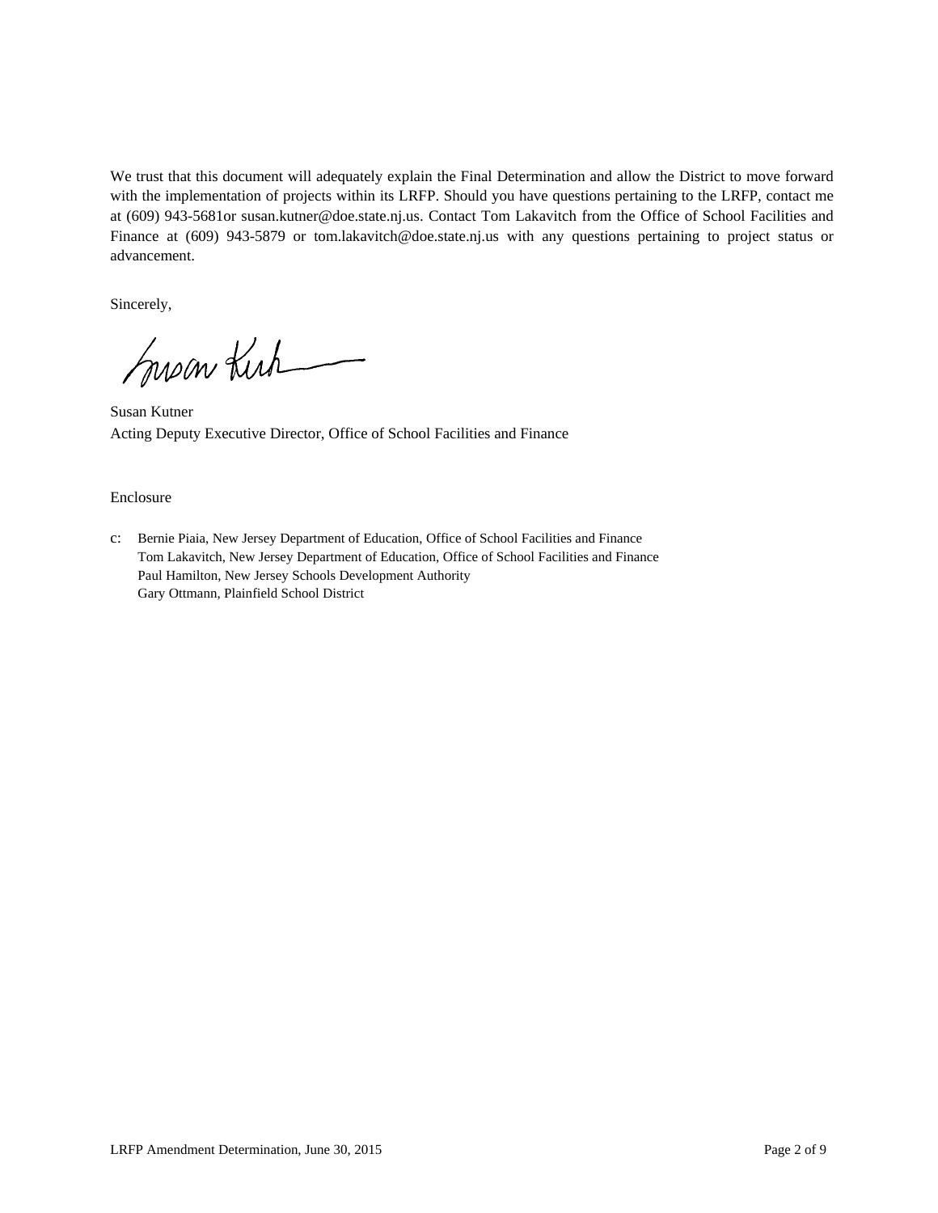We trust that this document will adequately explain the Final Determination and allow the District to move forward with the implementation of projects within its LRFP. Should you have questions pertaining to the LRFP, contact me at (609) 943-5681or susan.kutner@doe.state.nj.us. Contact Tom Lakavitch from the Office of School Facilities and Finance at (609) 943-5879 or tom.lakavitch@doe.state.nj.us with any questions pertaining to project status or advancement.

Sincerely,

Susan Kutner
Acting Deputy Executive Director, Office of School Facilities and Finance

Enclosure

c: Bernie Piaia, New Jersey Department of Education, Office of School Facilities and Finance
Tom Lakavitch, New Jersey Department of Education, Office of School Facilities and Finance
Paul Hamilton, New Jersey Schools Development Authority
Gary Ottmann, Plainfield School District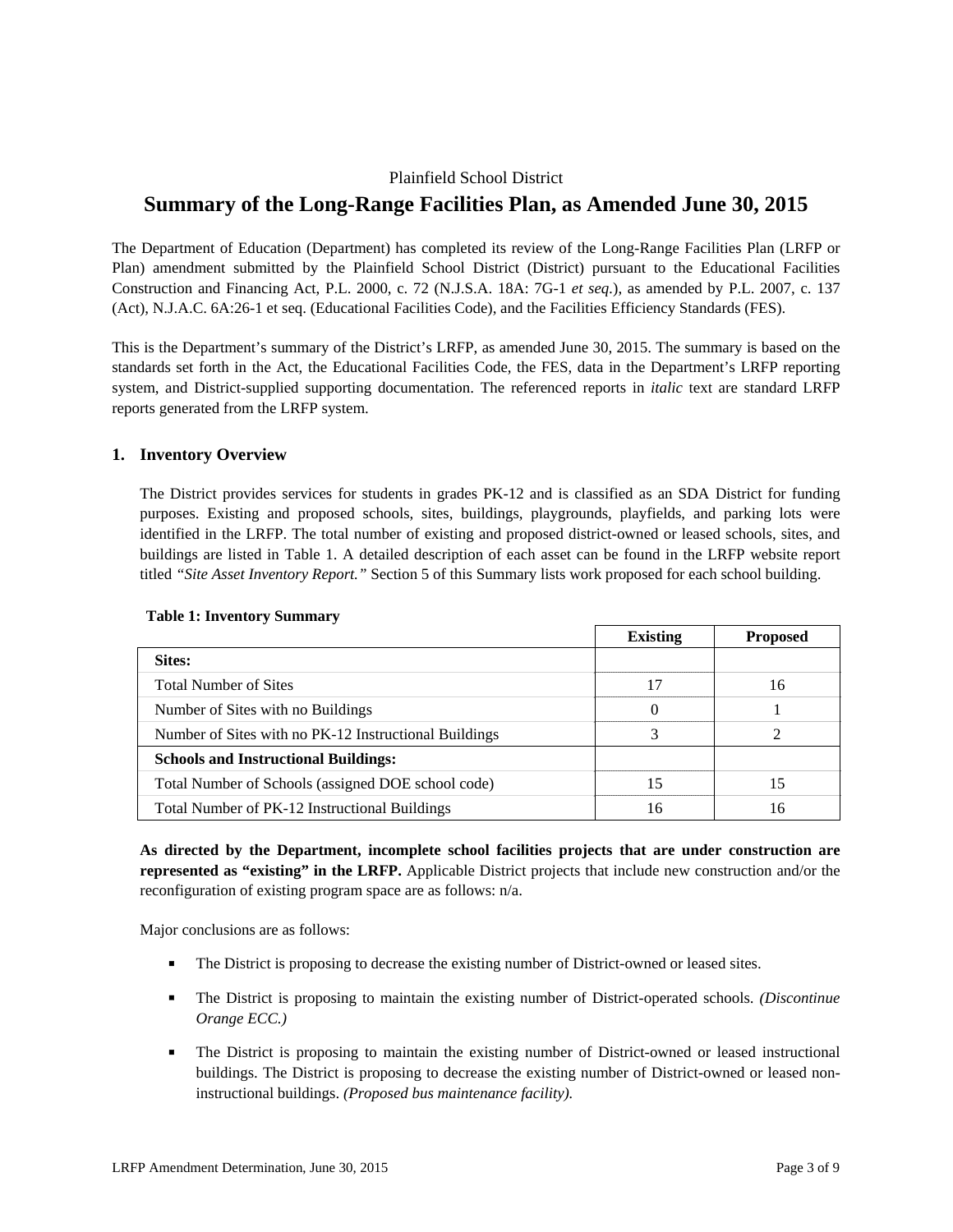Plainfield School District

# Summary of the Long-Range Facilities Plan, as Amended June 30, 2015

The Department of Education (Department) has completed its review of the Long-Range Facilities Plan (LRFP or Plan) amendment submitted by the Plainfield School District (District) pursuant to the Educational Facilities Construction and Financing Act, P.L. 2000, c. 72 (N.J.S.A. 18A: 7G-1 *et seq.*), as amended by P.L. 2007, c. 137 (Act), N.J.A.C. 6A:26-1 et seq. (Educational Facilities Code), and the Facilities Efficiency Standards (FES).

This is the Department's summary of the District's LRFP, as amended June 30, 2015. The summary is based on the standards set forth in the Act, the Educational Facilities Code, the FES, data in the Department's LRFP reporting system, and District-supplied supporting documentation. The referenced reports in *italic* text are standard LRFP reports generated from the LRFP system.

## 1. Inventory Overview

The District provides services for students in grades PK-12 and is classified as an SDA District for funding purposes. Existing and proposed schools, sites, buildings, playgrounds, playfields, and parking lots were identified in the LRFP. The total number of existing and proposed district-owned or leased schools, sites, and buildings are listed in Table 1. A detailed description of each asset can be found in the LRFP website report titled *"Site Asset Inventory Report."* Section 5 of this Summary lists work proposed for each school building.

**Table 1: Inventory Summary**

| | Existing | Proposed |
|---|---|---|
| **Sites:** | | |
| Total Number of Sites | 17 | 16 |
| Number of Sites with no Buildings | 0 | 1 |
| Number of Sites with no PK-12 Instructional Buildings | 3 | 2 |
| **Schools and Instructional Buildings:** | | |
| Total Number of Schools (assigned DOE school code) | 15 | 15 |
| Total Number of PK-12 Instructional Buildings | 16 | 16 |

**As directed by the Department, incomplete school facilities projects that are under construction are represented as "existing" in the LRFP.** Applicable District projects that include new construction and/or the reconfiguration of existing program space are as follows: n/a.

Major conclusions are as follows:

- The District is proposing to decrease the existing number of District-owned or leased sites.
- The District is proposing to maintain the existing number of District-operated schools. *(Discontinue Orange ECC.)*
- The District is proposing to maintain the existing number of District-owned or leased instructional buildings. The District is proposing to decrease the existing number of District-owned or leased non-instructional buildings. *(Proposed bus maintenance facility).*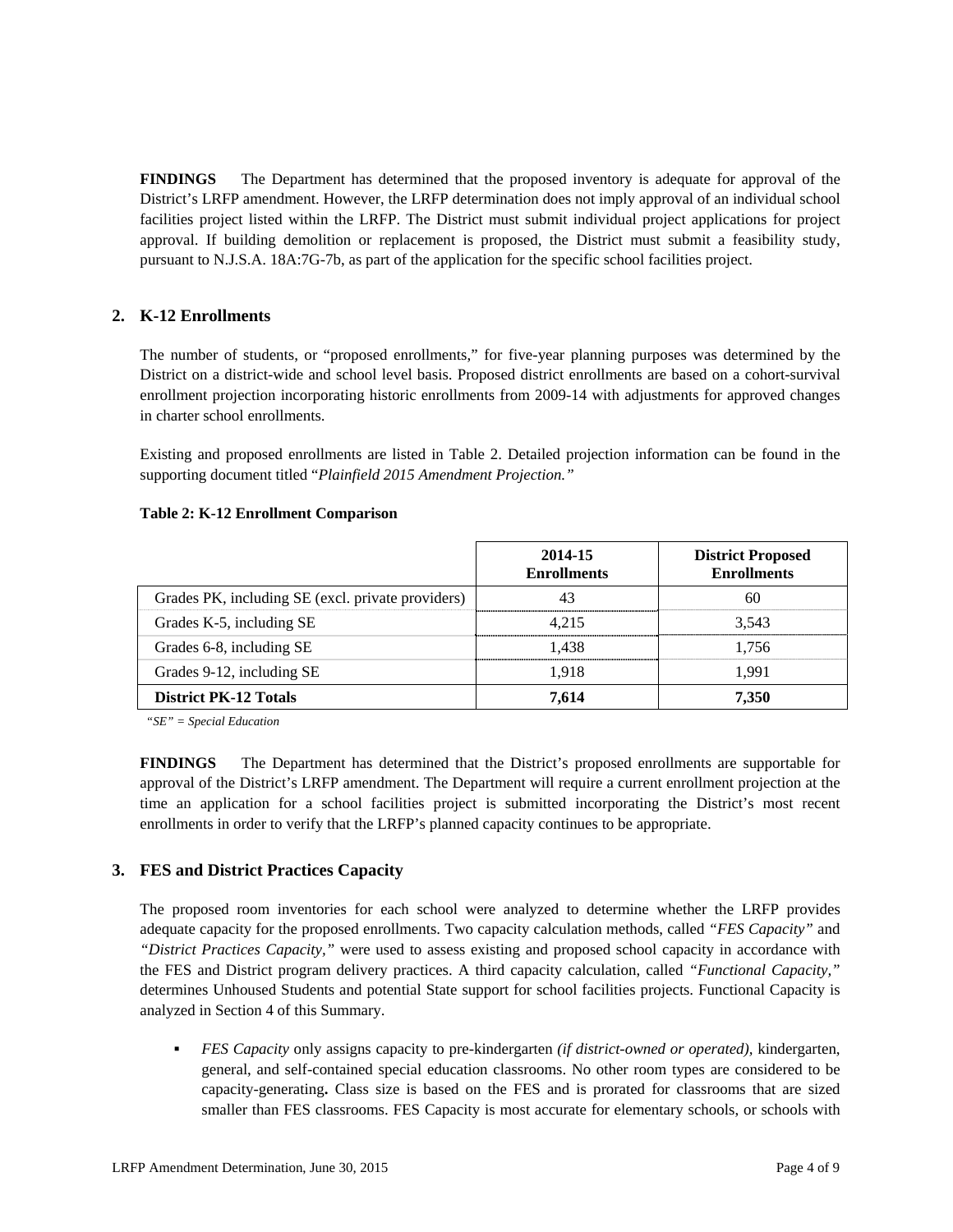**FINDINGS** The Department has determined that the proposed inventory is adequate for approval of the District's LRFP amendment. However, the LRFP determination does not imply approval of an individual school facilities project listed within the LRFP. The District must submit individual project applications for project approval. If building demolition or replacement is proposed, the District must submit a feasibility study, pursuant to N.J.S.A. 18A:7G-7b, as part of the application for the specific school facilities project.

## 2. K-12 Enrollments

The number of students, or "proposed enrollments," for five-year planning purposes was determined by the District on a district-wide and school level basis. Proposed district enrollments are based on a cohort-survival enrollment projection incorporating historic enrollments from 2009-14 with adjustments for approved changes in charter school enrollments.

Existing and proposed enrollments are listed in Table 2. Detailed projection information can be found in the supporting document titled "*Plainfield 2015 Amendment Projection.*"

**Table 2: K-12 Enrollment Comparison**

| | 2014-15 Enrollments | District Proposed Enrollments |
|---|---|---|
| Grades PK, including SE (excl. private providers) | 43 | 60 |
| Grades K-5, including SE | 4,215 | 3,543 |
| Grades 6-8, including SE | 1,438 | 1,756 |
| Grades 9-12, including SE | 1,918 | 1,991 |
| **District PK-12 Totals** | **7,614** | **7,350** |

*"SE" = Special Education*

**FINDINGS** The Department has determined that the District's proposed enrollments are supportable for approval of the District's LRFP amendment. The Department will require a current enrollment projection at the time an application for a school facilities project is submitted incorporating the District's most recent enrollments in order to verify that the LRFP's planned capacity continues to be appropriate.

## 3. FES and District Practices Capacity

The proposed room inventories for each school were analyzed to determine whether the LRFP provides adequate capacity for the proposed enrollments. Two capacity calculation methods, called *"FES Capacity"* and *"District Practices Capacity,"* were used to assess existing and proposed school capacity in accordance with the FES and District program delivery practices. A third capacity calculation, called *"Functional Capacity,"* determines Unhoused Students and potential State support for school facilities projects. Functional Capacity is analyzed in Section 4 of this Summary.

- *FES Capacity* only assigns capacity to pre-kindergarten *(if district-owned or operated),* kindergarten, general, and self-contained special education classrooms. No other room types are considered to be capacity-generating**.** Class size is based on the FES and is prorated for classrooms that are sized smaller than FES classrooms. FES Capacity is most accurate for elementary schools, or schools with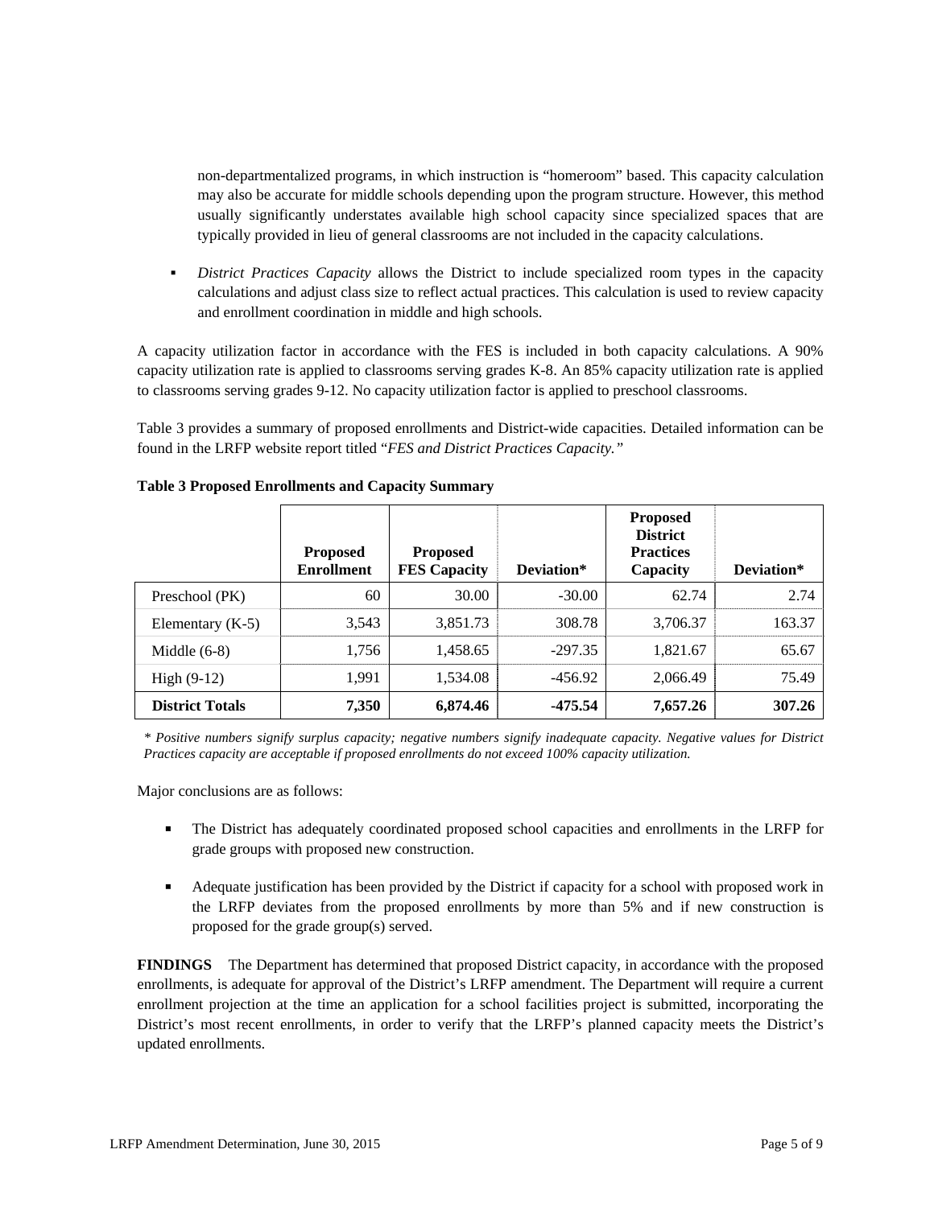non-departmentalized programs, in which instruction is "homeroom" based. This capacity calculation may also be accurate for middle schools depending upon the program structure. However, this method usually significantly understates available high school capacity since specialized spaces that are typically provided in lieu of general classrooms are not included in the capacity calculations.

- *District Practices Capacity* allows the District to include specialized room types in the capacity calculations and adjust class size to reflect actual practices. This calculation is used to review capacity and enrollment coordination in middle and high schools.

A capacity utilization factor in accordance with the FES is included in both capacity calculations. A 90% capacity utilization rate is applied to classrooms serving grades K-8. An 85% capacity utilization rate is applied to classrooms serving grades 9-12. No capacity utilization factor is applied to preschool classrooms.

Table 3 provides a summary of proposed enrollments and District-wide capacities. Detailed information can be found in the LRFP website report titled "*FES and District Practices Capacity.*"

**Table 3 Proposed Enrollments and Capacity Summary**

| | Proposed Enrollment | Proposed FES Capacity | Deviation* | Proposed District Practices Capacity | Deviation* |
|---|---|---|---|---|---|
| Preschool (PK) | 60 | 30.00 | -30.00 | 62.74 | 2.74 |
| Elementary (K-5) | 3,543 | 3,851.73 | 308.78 | 3,706.37 | 163.37 |
| Middle (6-8) | 1,756 | 1,458.65 | -297.35 | 1,821.67 | 65.67 |
| High (9-12) | 1,991 | 1,534.08 | -456.92 | 2,066.49 | 75.49 |
| **District Totals** | **7,350** | **6,874.46** | **-475.54** | **7,657.26** | **307.26** |

*\* Positive numbers signify surplus capacity; negative numbers signify inadequate capacity. Negative values for District Practices capacity are acceptable if proposed enrollments do not exceed 100% capacity utilization.*

Major conclusions are as follows:

- The District has adequately coordinated proposed school capacities and enrollments in the LRFP for grade groups with proposed new construction.
- Adequate justification has been provided by the District if capacity for a school with proposed work in the LRFP deviates from the proposed enrollments by more than 5% and if new construction is proposed for the grade group(s) served.

**FINDINGS** The Department has determined that proposed District capacity, in accordance with the proposed enrollments, is adequate for approval of the District's LRFP amendment. The Department will require a current enrollment projection at the time an application for a school facilities project is submitted, incorporating the District's most recent enrollments, in order to verify that the LRFP's planned capacity meets the District's updated enrollments.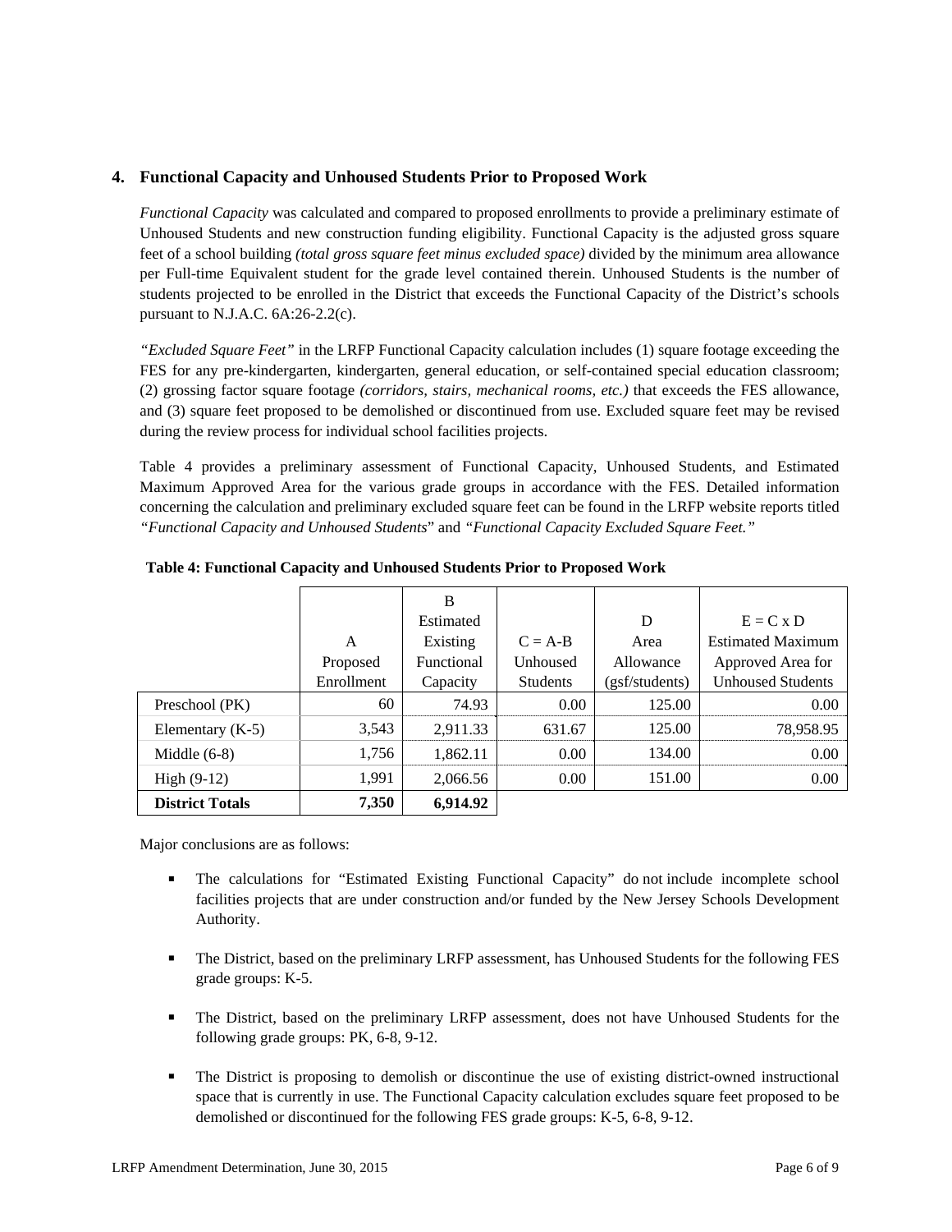## 4. Functional Capacity and Unhoused Students Prior to Proposed Work

*Functional Capacity* was calculated and compared to proposed enrollments to provide a preliminary estimate of Unhoused Students and new construction funding eligibility. Functional Capacity is the adjusted gross square feet of a school building *(total gross square feet minus excluded space)* divided by the minimum area allowance per Full-time Equivalent student for the grade level contained therein. Unhoused Students is the number of students projected to be enrolled in the District that exceeds the Functional Capacity of the District's schools pursuant to N.J.A.C. 6A:26-2.2(c).

*"Excluded Square Feet"* in the LRFP Functional Capacity calculation includes (1) square footage exceeding the FES for any pre-kindergarten, kindergarten, general education, or self-contained special education classroom; (2) grossing factor square footage *(corridors, stairs, mechanical rooms, etc.)* that exceeds the FES allowance, and (3) square feet proposed to be demolished or discontinued from use. Excluded square feet may be revised during the review process for individual school facilities projects.

Table 4 provides a preliminary assessment of Functional Capacity, Unhoused Students, and Estimated Maximum Approved Area for the various grade groups in accordance with the FES. Detailed information concerning the calculation and preliminary excluded square feet can be found in the LRFP website reports titled *"Functional Capacity and Unhoused Students*" and *"Functional Capacity Excluded Square Feet."*

**Table 4: Functional Capacity and Unhoused Students Prior to Proposed Work**

| | A Proposed Enrollment | B Estimated Existing Functional Capacity | C = A-B Unhoused Students | D Area Allowance (gsf/students) | E = C x D Estimated Maximum Approved Area for Unhoused Students |
|---|---|---|---|---|---|
| Preschool (PK) | 60 | 74.93 | 0.00 | 125.00 | 0.00 |
| Elementary (K-5) | 3,543 | 2,911.33 | 631.67 | 125.00 | 78,958.95 |
| Middle (6-8) | 1,756 | 1,862.11 | 0.00 | 134.00 | 0.00 |
| High (9-12) | 1,991 | 2,066.56 | 0.00 | 151.00 | 0.00 |
| **District Totals** | **7,350** | **6,914.92** | | | |

Major conclusions are as follows:

- The calculations for "Estimated Existing Functional Capacity" do not include incomplete school facilities projects that are under construction and/or funded by the New Jersey Schools Development Authority.
- The District, based on the preliminary LRFP assessment, has Unhoused Students for the following FES grade groups: K-5.
- The District, based on the preliminary LRFP assessment, does not have Unhoused Students for the following grade groups: PK, 6-8, 9-12.
- The District is proposing to demolish or discontinue the use of existing district-owned instructional space that is currently in use. The Functional Capacity calculation excludes square feet proposed to be demolished or discontinued for the following FES grade groups: K-5, 6-8, 9-12.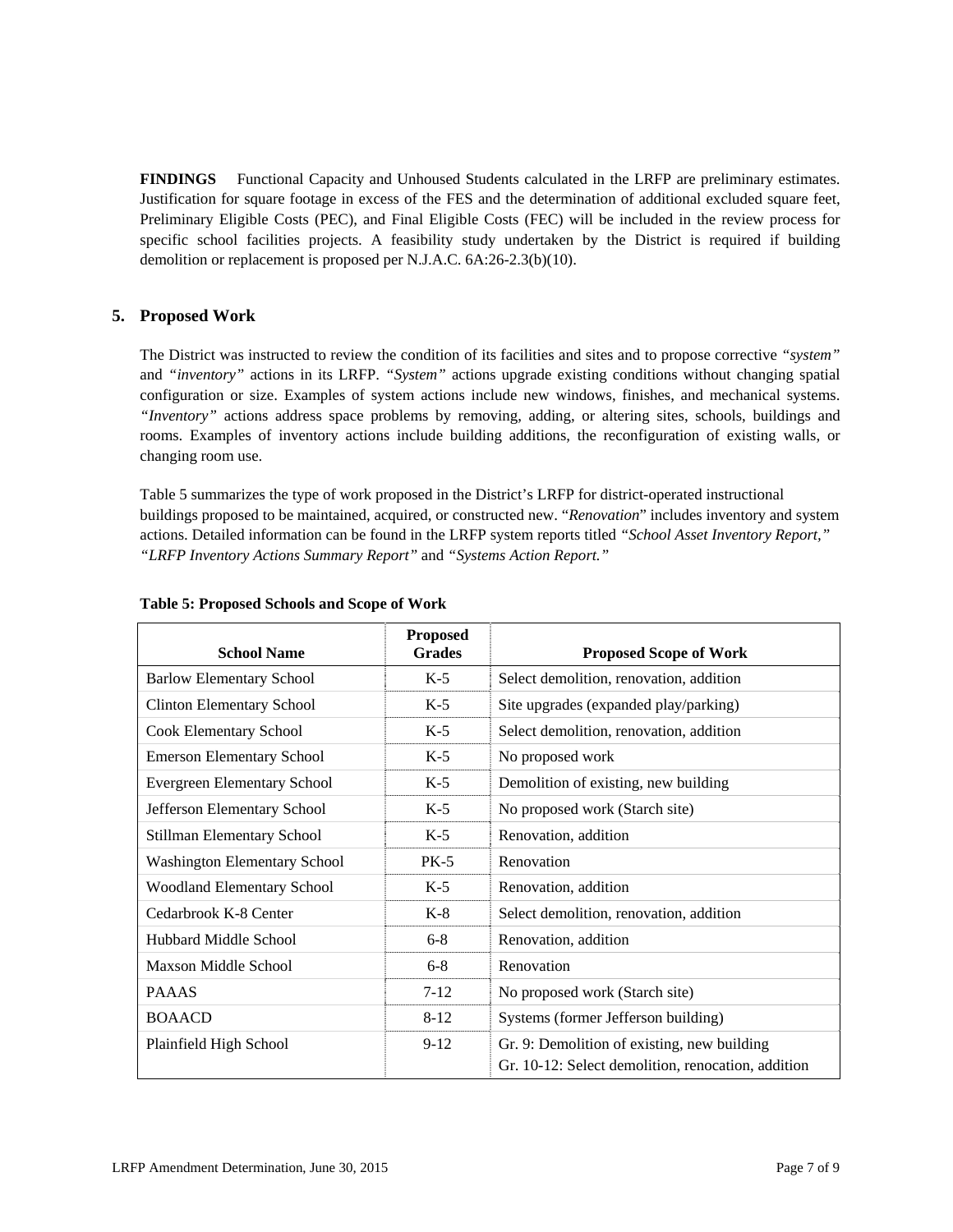**FINDINGS** Functional Capacity and Unhoused Students calculated in the LRFP are preliminary estimates. Justification for square footage in excess of the FES and the determination of additional excluded square feet, Preliminary Eligible Costs (PEC), and Final Eligible Costs (FEC) will be included in the review process for specific school facilities projects. A feasibility study undertaken by the District is required if building demolition or replacement is proposed per N.J.A.C. 6A:26-2.3(b)(10).

## 5. Proposed Work

The District was instructed to review the condition of its facilities and sites and to propose corrective *"system"* and *"inventory"* actions in its LRFP. *"System"* actions upgrade existing conditions without changing spatial configuration or size. Examples of system actions include new windows, finishes, and mechanical systems. *"Inventory"* actions address space problems by removing, adding, or altering sites, schools, buildings and rooms. Examples of inventory actions include building additions, the reconfiguration of existing walls, or changing room use.

Table 5 summarizes the type of work proposed in the District's LRFP for district-operated instructional buildings proposed to be maintained, acquired, or constructed new. "*Renovation*" includes inventory and system actions. Detailed information can be found in the LRFP system reports titled *"School Asset Inventory Report," "LRFP Inventory Actions Summary Report"* and *"Systems Action Report."*

**Table 5: Proposed Schools and Scope of Work**

| School Name | Proposed Grades | Proposed Scope of Work |
|---|---|---|
| Barlow Elementary School | K-5 | Select demolition, renovation, addition |
| Clinton Elementary School | K-5 | Site upgrades (expanded play/parking) |
| Cook Elementary School | K-5 | Select demolition, renovation, addition |
| Emerson Elementary School | K-5 | No proposed work |
| Evergreen Elementary School | K-5 | Demolition of existing, new building |
| Jefferson Elementary School | K-5 | No proposed work (Starch site) |
| Stillman Elementary School | K-5 | Renovation, addition |
| Washington Elementary School | PK-5 | Renovation |
| Woodland Elementary School | K-5 | Renovation, addition |
| Cedarbrook K-8 Center | K-8 | Select demolition, renovation, addition |
| Hubbard Middle School | 6-8 | Renovation, addition |
| Maxson Middle School | 6-8 | Renovation |
| PAAAS | 7-12 | No proposed work (Starch site) |
| BOAACD | 8-12 | Systems (former Jefferson building) |
| Plainfield High School | 9-12 | Gr. 9: Demolition of existing, new building<br>Gr. 10-12: Select demolition, renocation, addition |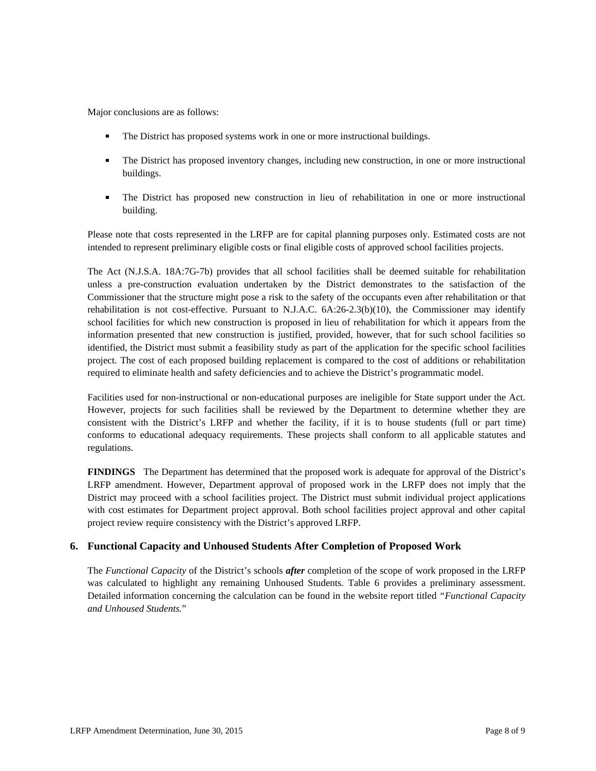Major conclusions are as follows:

- The District has proposed systems work in one or more instructional buildings.
- The District has proposed inventory changes, including new construction, in one or more instructional buildings.
- The District has proposed new construction in lieu of rehabilitation in one or more instructional building.

Please note that costs represented in the LRFP are for capital planning purposes only. Estimated costs are not intended to represent preliminary eligible costs or final eligible costs of approved school facilities projects.

The Act (N.J.S.A. 18A:7G-7b) provides that all school facilities shall be deemed suitable for rehabilitation unless a pre-construction evaluation undertaken by the District demonstrates to the satisfaction of the Commissioner that the structure might pose a risk to the safety of the occupants even after rehabilitation or that rehabilitation is not cost-effective. Pursuant to N.J.A.C. 6A:26-2.3(b)(10), the Commissioner may identify school facilities for which new construction is proposed in lieu of rehabilitation for which it appears from the information presented that new construction is justified, provided, however, that for such school facilities so identified, the District must submit a feasibility study as part of the application for the specific school facilities project. The cost of each proposed building replacement is compared to the cost of additions or rehabilitation required to eliminate health and safety deficiencies and to achieve the District's programmatic model.

Facilities used for non-instructional or non-educational purposes are ineligible for State support under the Act. However, projects for such facilities shall be reviewed by the Department to determine whether they are consistent with the District's LRFP and whether the facility, if it is to house students (full or part time) conforms to educational adequacy requirements. These projects shall conform to all applicable statutes and regulations.

**FINDINGS** The Department has determined that the proposed work is adequate for approval of the District's LRFP amendment. However, Department approval of proposed work in the LRFP does not imply that the District may proceed with a school facilities project. The District must submit individual project applications with cost estimates for Department project approval. Both school facilities project approval and other capital project review require consistency with the District's approved LRFP.

## 6. Functional Capacity and Unhoused Students After Completion of Proposed Work

The *Functional Capacity* of the District's schools ***after*** completion of the scope of work proposed in the LRFP was calculated to highlight any remaining Unhoused Students. Table 6 provides a preliminary assessment. Detailed information concerning the calculation can be found in the website report titled "*Functional Capacity and Unhoused Students.*"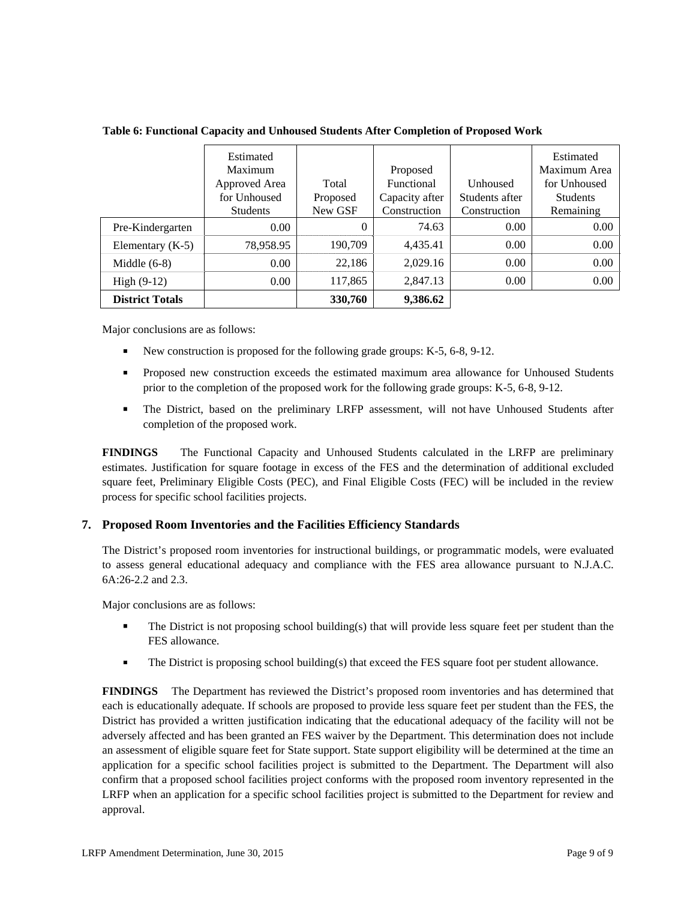**Table 6: Functional Capacity and Unhoused Students After Completion of Proposed Work**

| | Estimated Maximum Approved Area for Unhoused Students | Total Proposed New GSF | Proposed Functional Capacity after Construction | Unhoused Students after Construction | Estimated Maximum Area for Unhoused Students Remaining |
|---|---|---|---|---|---|
| Pre-Kindergarten | 0.00 | 0 | 74.63 | 0.00 | 0.00 |
| Elementary (K-5) | 78,958.95 | 190,709 | 4,435.41 | 0.00 | 0.00 |
| Middle (6-8) | 0.00 | 22,186 | 2,029.16 | 0.00 | 0.00 |
| High (9-12) | 0.00 | 117,865 | 2,847.13 | 0.00 | 0.00 |
| **District Totals** | | **330,760** | **9,386.62** | | |

Major conclusions are as follows:

- New construction is proposed for the following grade groups: K-5, 6-8, 9-12.
- Proposed new construction exceeds the estimated maximum area allowance for Unhoused Students prior to the completion of the proposed work for the following grade groups: K-5, 6-8, 9-12.
- The District, based on the preliminary LRFP assessment, will not have Unhoused Students after completion of the proposed work.

**FINDINGS** The Functional Capacity and Unhoused Students calculated in the LRFP are preliminary estimates. Justification for square footage in excess of the FES and the determination of additional excluded square feet, Preliminary Eligible Costs (PEC), and Final Eligible Costs (FEC) will be included in the review process for specific school facilities projects.

### 7. Proposed Room Inventories and the Facilities Efficiency Standards

The District's proposed room inventories for instructional buildings, or programmatic models, were evaluated to assess general educational adequacy and compliance with the FES area allowance pursuant to N.J.A.C. 6A:26-2.2 and 2.3.

Major conclusions are as follows:

- The District is not proposing school building(s) that will provide less square feet per student than the FES allowance.
- The District is proposing school building(s) that exceed the FES square foot per student allowance.

**FINDINGS** The Department has reviewed the District's proposed room inventories and has determined that each is educationally adequate. If schools are proposed to provide less square feet per student than the FES, the District has provided a written justification indicating that the educational adequacy of the facility will not be adversely affected and has been granted an FES waiver by the Department. This determination does not include an assessment of eligible square feet for State support. State support eligibility will be determined at the time an application for a specific school facilities project is submitted to the Department. The Department will also confirm that a proposed school facilities project conforms with the proposed room inventory represented in the LRFP when an application for a specific school facilities project is submitted to the Department for review and approval.